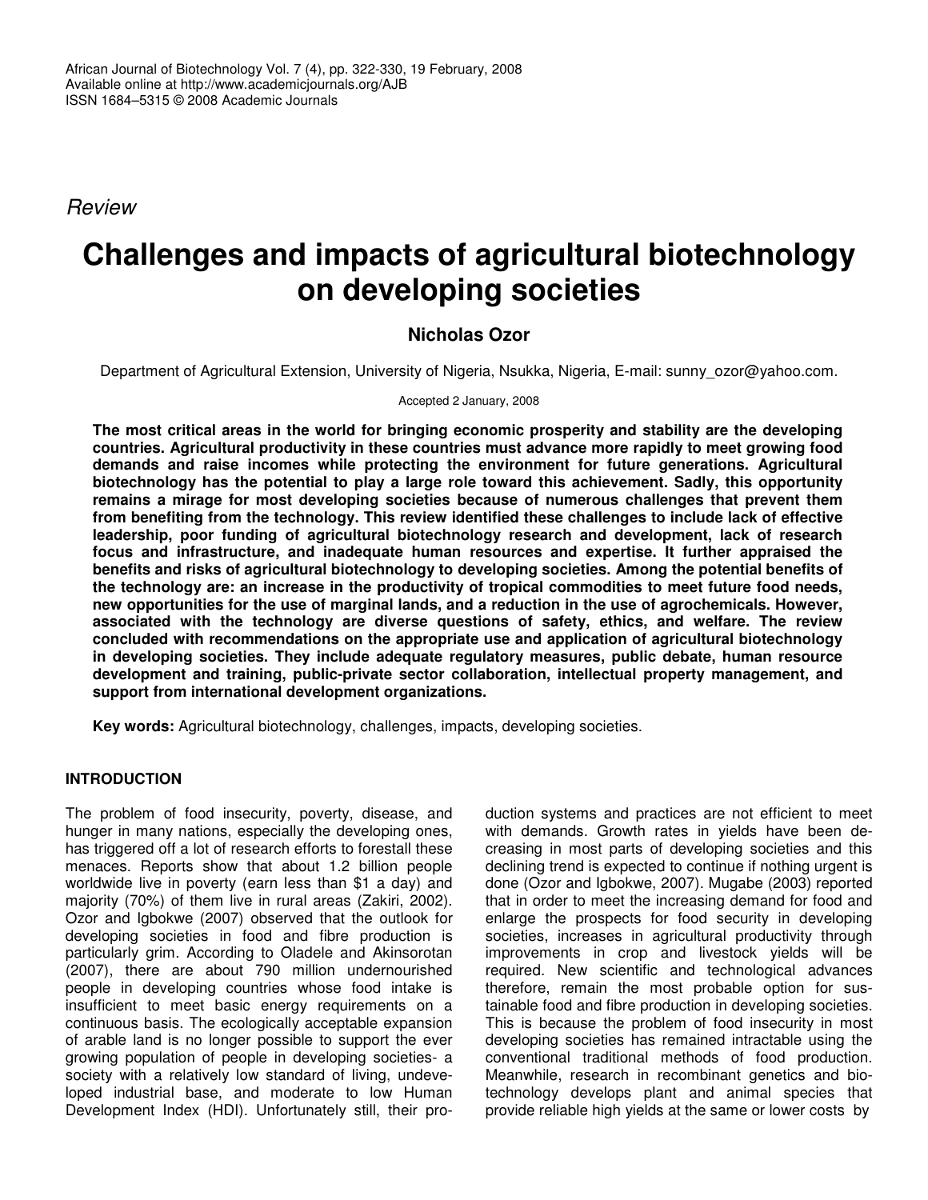*Review*

# Challenges and impacts of agricultural biotechnology on developing societies

**Nicholas Ozor**

Department of Agricultural Extension, University of Nigeria, Nsukka, Nigeria, E-mail: sunny_ozor@yahoo.com.

Accepted 2 January, 2008

**The most critical areas in the world for bringing economic prosperity and stability are the developing countries. Agricultural productivity in these countries must advance more rapidly to meet growing food demands and raise incomes while protecting the environment for future generations. Agricultural biotechnology has the potential to play a large role toward this achievement. Sadly, this opportunity remains a mirage for most developing societies because of numerous challenges that prevent them from benefiting from the technology. This review identified these challenges to include lack of effective leadership, poor funding of agricultural biotechnology research and development, lack of research focus and infrastructure, and inadequate human resources and expertise. It further appraised the benefits and risks of agricultural biotechnology to developing societies. Among the potential benefits of the technology are: an increase in the productivity of tropical commodities to meet future food needs, new opportunities for the use of marginal lands, and a reduction in the use of agrochemicals. However, associated with the technology are diverse questions of safety, ethics, and welfare. The review concluded with recommendations on the appropriate use and application of agricultural biotechnology in developing societies. They include adequate regulatory measures, public debate, human resource development and training, public-private sector collaboration, intellectual property management, and support from international development organizations.**

**Key words:** Agricultural biotechnology, challenges, impacts, developing societies.

## INTRODUCTION

The problem of food insecurity, poverty, disease, and hunger in many nations, especially the developing ones, has triggered off a lot of research efforts to forestall these menaces. Reports show that about 1.2 billion people worldwide live in poverty (earn less than $1 a day) and majority (70%) of them live in rural areas (Zakiri, 2002). Ozor and Igbokwe (2007) observed that the outlook for developing societies in food and fibre production is particularly grim. According to Oladele and Akinsorotan (2007), there are about 790 million undernourished people in developing countries whose food intake is insufficient to meet basic energy requirements on a continuous basis. The ecologically acceptable expansion of arable land is no longer possible to support the ever growing population of people in developing societies- a society with a relatively low standard of living, undeveloped industrial base, and moderate to low Human Development Index (HDI). Unfortunately still, their production systems and practices are not efficient to meet with demands. Growth rates in yields have been decreasing in most parts of developing societies and this declining trend is expected to continue if nothing urgent is done (Ozor and Igbokwe, 2007). Mugabe (2003) reported that in order to meet the increasing demand for food and enlarge the prospects for food security in developing societies, increases in agricultural productivity through improvements in crop and livestock yields will be required. New scientific and technological advances therefore, remain the most probable option for sustainable food and fibre production in developing societies. This is because the problem of food insecurity in most developing societies has remained intractable using the conventional traditional methods of food production. Meanwhile, research in recombinant genetics and biotechnology develops plant and animal species that provide reliable high yields at the same or lower costs by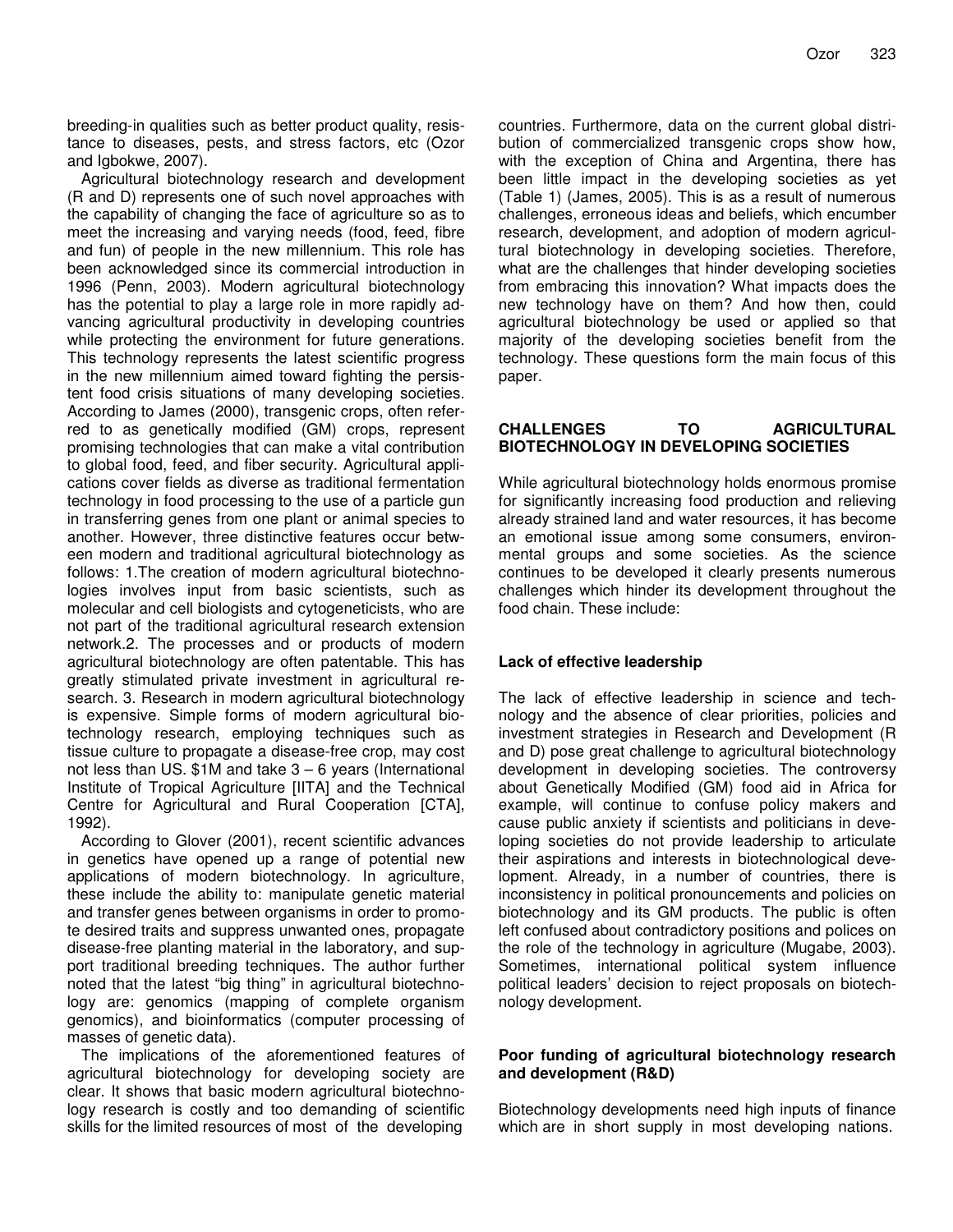breeding-in qualities such as better product quality, resistance to diseases, pests, and stress factors, etc (Ozor and Igbokwe, 2007).

Agricultural biotechnology research and development (R and D) represents one of such novel approaches with the capability of changing the face of agriculture so as to meet the increasing and varying needs (food, feed, fibre and fun) of people in the new millennium. This role has been acknowledged since its commercial introduction in 1996 (Penn, 2003). Modern agricultural biotechnology has the potential to play a large role in more rapidly advancing agricultural productivity in developing countries while protecting the environment for future generations. This technology represents the latest scientific progress in the new millennium aimed toward fighting the persistent food crisis situations of many developing societies. According to James (2000), transgenic crops, often referred to as genetically modified (GM) crops, represent promising technologies that can make a vital contribution to global food, feed, and fiber security. Agricultural applications cover fields as diverse as traditional fermentation technology in food processing to the use of a particle gun in transferring genes from one plant or animal species to another. However, three distinctive features occur between modern and traditional agricultural biotechnology as follows: 1.The creation of modern agricultural biotechnologies involves input from basic scientists, such as molecular and cell biologists and cytogeneticists, who are not part of the traditional agricultural research extension network.2. The processes and or products of modern agricultural biotechnology are often patentable. This has greatly stimulated private investment in agricultural research. 3. Research in modern agricultural biotechnology is expensive. Simple forms of modern agricultural biotechnology research, employing techniques such as tissue culture to propagate a disease-free crop, may cost not less than US. $1M and take 3 – 6 years (International Institute of Tropical Agriculture [IITA] and the Technical Centre for Agricultural and Rural Cooperation [CTA], 1992).

According to Glover (2001), recent scientific advances in genetics have opened up a range of potential new applications of modern biotechnology. In agriculture, these include the ability to: manipulate genetic material and transfer genes between organisms in order to promote desired traits and suppress unwanted ones, propagate disease-free planting material in the laboratory, and support traditional breeding techniques. The author further noted that the latest "big thing" in agricultural biotechnology are: genomics (mapping of complete organism genomics), and bioinformatics (computer processing of masses of genetic data).

The implications of the aforementioned features of agricultural biotechnology for developing society are clear. It shows that basic modern agricultural biotechnology research is costly and too demanding of scientific skills for the limited resources of most of the developing countries. Furthermore, data on the current global distribution of commercialized transgenic crops show how, with the exception of China and Argentina, there has been little impact in the developing societies as yet (Table 1) (James, 2005). This is as a result of numerous challenges, erroneous ideas and beliefs, which encumber research, development, and adoption of modern agricultural biotechnology in developing societies. Therefore, what are the challenges that hinder developing societies from embracing this innovation? What impacts does the new technology have on them? And how then, could agricultural biotechnology be used or applied so that majority of the developing societies benefit from the technology. These questions form the main focus of this paper.

## CHALLENGES TO AGRICULTURAL BIOTECHNOLOGY IN DEVELOPING SOCIETIES

While agricultural biotechnology holds enormous promise for significantly increasing food production and relieving already strained land and water resources, it has become an emotional issue among some consumers, environmental groups and some societies. As the science continues to be developed it clearly presents numerous challenges which hinder its development throughout the food chain. These include:

### Lack of effective leadership

The lack of effective leadership in science and technology and the absence of clear priorities, policies and investment strategies in Research and Development (R and D) pose great challenge to agricultural biotechnology development in developing societies. The controversy about Genetically Modified (GM) food aid in Africa for example, will continue to confuse policy makers and cause public anxiety if scientists and politicians in developing societies do not provide leadership to articulate their aspirations and interests in biotechnological development. Already, in a number of countries, there is inconsistency in political pronouncements and policies on biotechnology and its GM products. The public is often left confused about contradictory positions and polices on the role of the technology in agriculture (Mugabe, 2003). Sometimes, international political system influence political leaders' decision to reject proposals on biotechnology development.

### Poor funding of agricultural biotechnology research and development (R&D)

Biotechnology developments need high inputs of finance which are in short supply in most developing nations.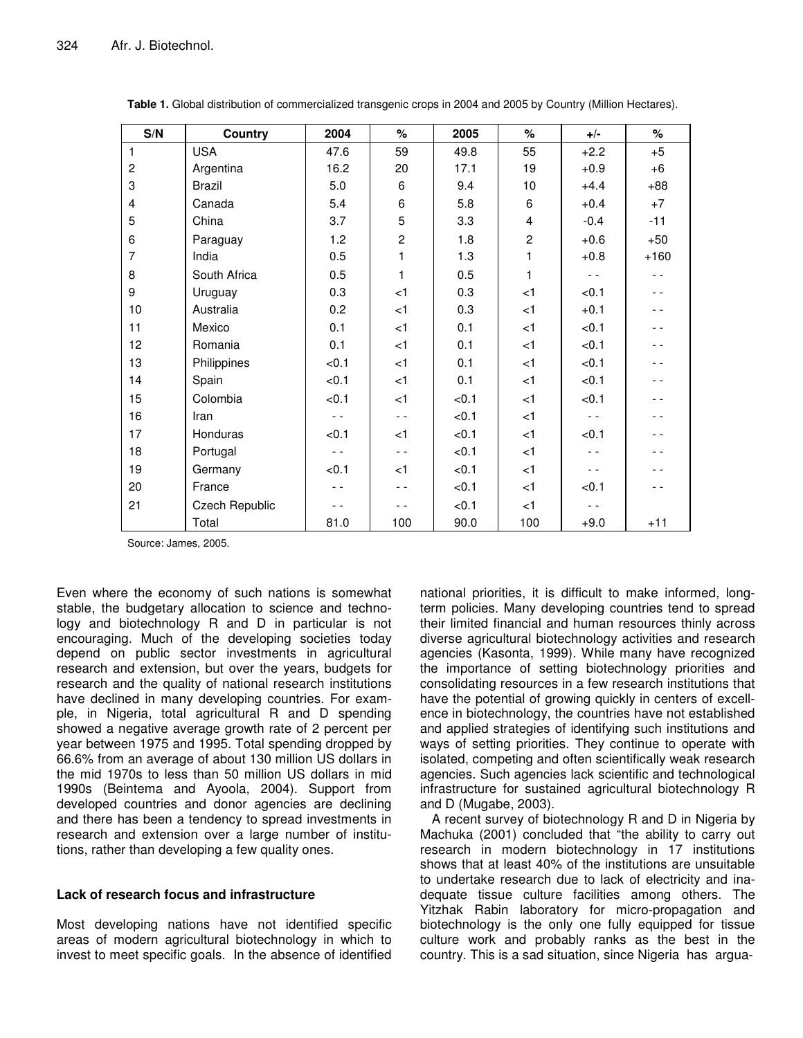**Table 1.** Global distribution of commercialized transgenic crops in 2004 and 2005 by Country (Million Hectares).

| S/N | Country | 2004 | % | 2005 | % | +/- | % |
|---|---|---|---|---|---|---|---|
| 1 | USA | 47.6 | 59 | 49.8 | 55 | +2.2 | +5 |
| 2 | Argentina | 16.2 | 20 | 17.1 | 19 | +0.9 | +6 |
| 3 | Brazil | 5.0 | 6 | 9.4 | 10 | +4.4 | +88 |
| 4 | Canada | 5.4 | 6 | 5.8 | 6 | +0.4 | +7 |
| 5 | China | 3.7 | 5 | 3.3 | 4 | -0.4 | -11 |
| 6 | Paraguay | 1.2 | 2 | 1.8 | 2 | +0.6 | +50 |
| 7 | India | 0.5 | 1 | 1.3 | 1 | +0.8 | +160 |
| 8 | South Africa | 0.5 | 1 | 0.5 | 1 | - - | - - |
| 9 | Uruguay | 0.3 | <1 | 0.3 | <1 | <0.1 | - - |
| 10 | Australia | 0.2 | <1 | 0.3 | <1 | +0.1 | - - |
| 11 | Mexico | 0.1 | <1 | 0.1 | <1 | <0.1 | - - |
| 12 | Romania | 0.1 | <1 | 0.1 | <1 | <0.1 | - - |
| 13 | Philippines | <0.1 | <1 | 0.1 | <1 | <0.1 | - - |
| 14 | Spain | <0.1 | <1 | 0.1 | <1 | <0.1 | - - |
| 15 | Colombia | <0.1 | <1 | <0.1 | <1 | <0.1 | - - |
| 16 | Iran | - - | - - | <0.1 | <1 | - - | - - |
| 17 | Honduras | <0.1 | <1 | <0.1 | <1 | <0.1 | - - |
| 18 | Portugal | - - | - - | <0.1 | <1 | - - | - - |
| 19 | Germany | <0.1 | <1 | <0.1 | <1 | - - | - - |
| 20 | France | - - | - - | <0.1 | <1 | <0.1 | - - |
| 21 | Czech Republic | - - | - - | <0.1 | <1 | - - | |
| | Total | 81.0 | 100 | 90.0 | 100 | +9.0 | +11 |

Source: James, 2005.

Even where the economy of such nations is somewhat stable, the budgetary allocation to science and technology and biotechnology R and D in particular is not encouraging. Much of the developing societies today depend on public sector investments in agricultural research and extension, but over the years, budgets for research and the quality of national research institutions have declined in many developing countries. For example, in Nigeria, total agricultural R and D spending showed a negative average growth rate of 2 percent per year between 1975 and 1995. Total spending dropped by 66.6% from an average of about 130 million US dollars in the mid 1970s to less than 50 million US dollars in mid 1990s (Beintema and Ayoola, 2004). Support from developed countries and donor agencies are declining and there has been a tendency to spread investments in research and extension over a large number of institutions, rather than developing a few quality ones.

### Lack of research focus and infrastructure

Most developing nations have not identified specific areas of modern agricultural biotechnology in which to invest to meet specific goals. In the absence of identified national priorities, it is difficult to make informed, long-term policies. Many developing countries tend to spread their limited financial and human resources thinly across diverse agricultural biotechnology activities and research agencies (Kasonta, 1999). While many have recognized the importance of setting biotechnology priorities and consolidating resources in a few research institutions that have the potential of growing quickly in centers of excellence in biotechnology, the countries have not established and applied strategies of identifying such institutions and ways of setting priorities. They continue to operate with isolated, competing and often scientifically weak research agencies. Such agencies lack scientific and technological infrastructure for sustained agricultural biotechnology R and D (Mugabe, 2003).

A recent survey of biotechnology R and D in Nigeria by Machuka (2001) concluded that "the ability to carry out research in modern biotechnology in 17 institutions shows that at least 40% of the institutions are unsuitable to undertake research due to lack of electricity and inadequate tissue culture facilities among others. The Yitzhak Rabin laboratory for micro-propagation and biotechnology is the only one fully equipped for tissue culture work and probably ranks as the best in the country. This is a sad situation, since Nigeria has argua-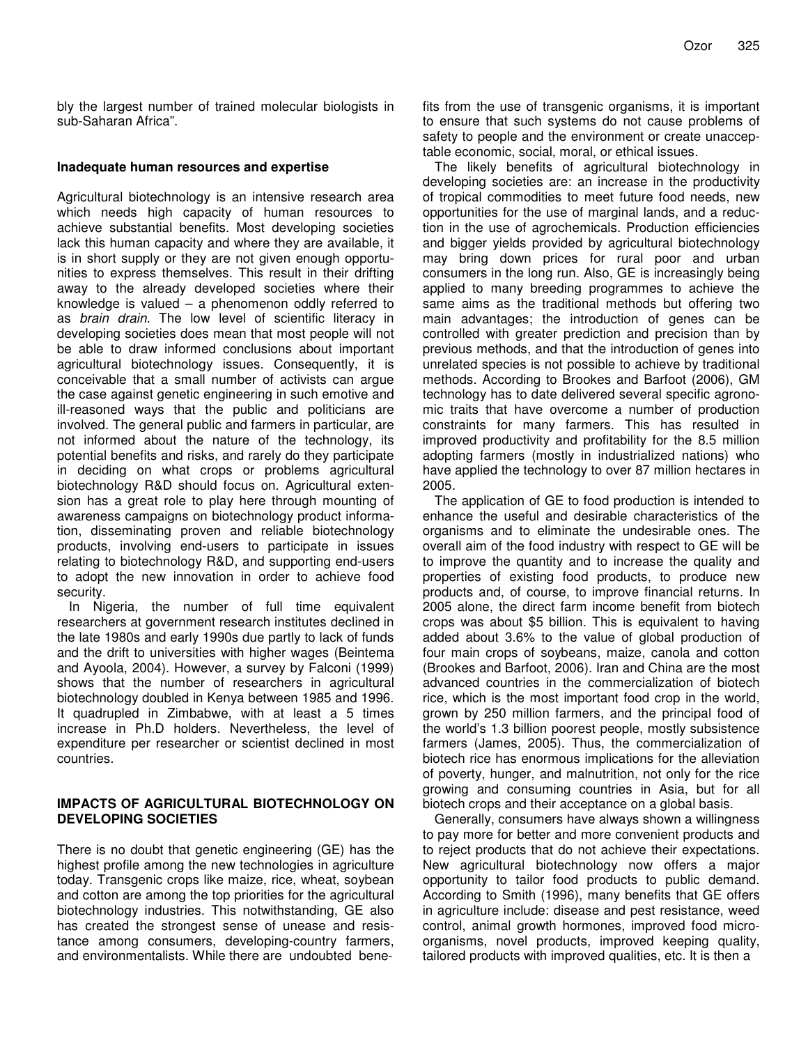bly the largest number of trained molecular biologists in sub-Saharan Africa".

### Inadequate human resources and expertise

Agricultural biotechnology is an intensive research area which needs high capacity of human resources to achieve substantial benefits. Most developing societies lack this human capacity and where they are available, it is in short supply or they are not given enough opportunities to express themselves. This result in their drifting away to the already developed societies where their knowledge is valued – a phenomenon oddly referred to as *brain drain*. The low level of scientific literacy in developing societies does mean that most people will not be able to draw informed conclusions about important agricultural biotechnology issues. Consequently, it is conceivable that a small number of activists can argue the case against genetic engineering in such emotive and ill-reasoned ways that the public and politicians are involved. The general public and farmers in particular, are not informed about the nature of the technology, its potential benefits and risks, and rarely do they participate in deciding on what crops or problems agricultural biotechnology R&D should focus on. Agricultural extension has a great role to play here through mounting of awareness campaigns on biotechnology product information, disseminating proven and reliable biotechnology products, involving end-users to participate in issues relating to biotechnology R&D, and supporting end-users to adopt the new innovation in order to achieve food security.

In Nigeria, the number of full time equivalent researchers at government research institutes declined in the late 1980s and early 1990s due partly to lack of funds and the drift to universities with higher wages (Beintema and Ayoola, 2004). However, a survey by Falconi (1999) shows that the number of researchers in agricultural biotechnology doubled in Kenya between 1985 and 1996. It quadrupled in Zimbabwe, with at least a 5 times increase in Ph.D holders. Nevertheless, the level of expenditure per researcher or scientist declined in most countries.

## IMPACTS OF AGRICULTURAL BIOTECHNOLOGY ON DEVELOPING SOCIETIES

There is no doubt that genetic engineering (GE) has the highest profile among the new technologies in agriculture today. Transgenic crops like maize, rice, wheat, soybean and cotton are among the top priorities for the agricultural biotechnology industries. This notwithstanding, GE also has created the strongest sense of unease and resistance among consumers, developing-country farmers, and environmentalists. While there are undoubted benefits from the use of transgenic organisms, it is important to ensure that such systems do not cause problems of safety to people and the environment or create unacceptable economic, social, moral, or ethical issues.

The likely benefits of agricultural biotechnology in developing societies are: an increase in the productivity of tropical commodities to meet future food needs, new opportunities for the use of marginal lands, and a reduction in the use of agrochemicals. Production efficiencies and bigger yields provided by agricultural biotechnology may bring down prices for rural poor and urban consumers in the long run. Also, GE is increasingly being applied to many breeding programmes to achieve the same aims as the traditional methods but offering two main advantages; the introduction of genes can be controlled with greater prediction and precision than by previous methods, and that the introduction of genes into unrelated species is not possible to achieve by traditional methods. According to Brookes and Barfoot (2006), GM technology has to date delivered several specific agronomic traits that have overcome a number of production constraints for many farmers. This has resulted in improved productivity and profitability for the 8.5 million adopting farmers (mostly in industrialized nations) who have applied the technology to over 87 million hectares in 2005.

The application of GE to food production is intended to enhance the useful and desirable characteristics of the organisms and to eliminate the undesirable ones. The overall aim of the food industry with respect to GE will be to improve the quantity and to increase the quality and properties of existing food products, to produce new products and, of course, to improve financial returns. In 2005 alone, the direct farm income benefit from biotech crops was about $5 billion. This is equivalent to having added about 3.6% to the value of global production of four main crops of soybeans, maize, canola and cotton (Brookes and Barfoot, 2006). Iran and China are the most advanced countries in the commercialization of biotech rice, which is the most important food crop in the world, grown by 250 million farmers, and the principal food of the world's 1.3 billion poorest people, mostly subsistence farmers (James, 2005). Thus, the commercialization of biotech rice has enormous implications for the alleviation of poverty, hunger, and malnutrition, not only for the rice growing and consuming countries in Asia, but for all biotech crops and their acceptance on a global basis.

Generally, consumers have always shown a willingness to pay more for better and more convenient products and to reject products that do not achieve their expectations. New agricultural biotechnology now offers a major opportunity to tailor food products to public demand. According to Smith (1996), many benefits that GE offers in agriculture include: disease and pest resistance, weed control, animal growth hormones, improved food microorganisms, novel products, improved keeping quality, tailored products with improved qualities, etc. It is then a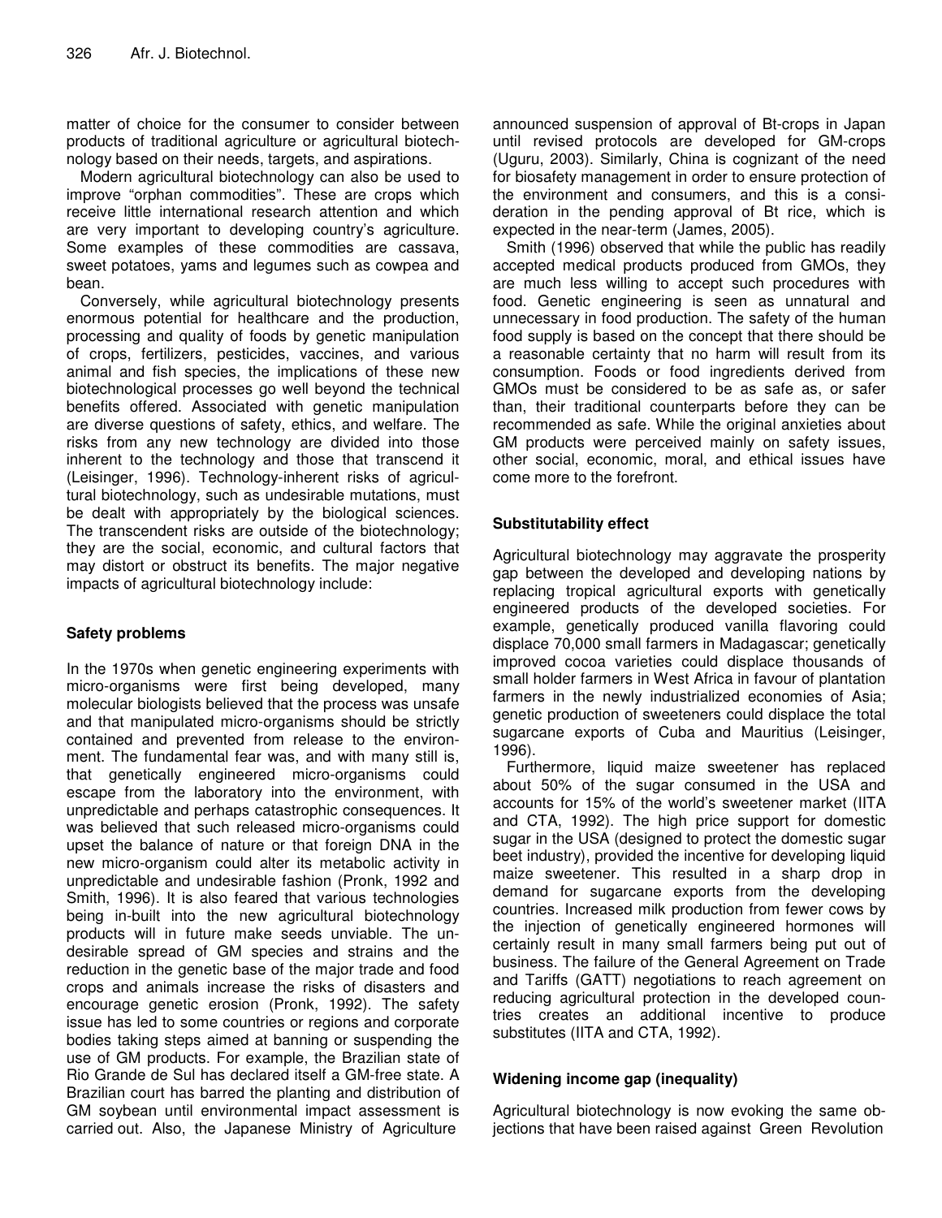matter of choice for the consumer to consider between products of traditional agriculture or agricultural biotechnology based on their needs, targets, and aspirations.

Modern agricultural biotechnology can also be used to improve "orphan commodities". These are crops which receive little international research attention and which are very important to developing country's agriculture. Some examples of these commodities are cassava, sweet potatoes, yams and legumes such as cowpea and bean.

Conversely, while agricultural biotechnology presents enormous potential for healthcare and the production, processing and quality of foods by genetic manipulation of crops, fertilizers, pesticides, vaccines, and various animal and fish species, the implications of these new biotechnological processes go well beyond the technical benefits offered. Associated with genetic manipulation are diverse questions of safety, ethics, and welfare. The risks from any new technology are divided into those inherent to the technology and those that transcend it (Leisinger, 1996). Technology-inherent risks of agricultural biotechnology, such as undesirable mutations, must be dealt with appropriately by the biological sciences. The transcendent risks are outside of the biotechnology; they are the social, economic, and cultural factors that may distort or obstruct its benefits. The major negative impacts of agricultural biotechnology include:

## Safety problems

In the 1970s when genetic engineering experiments with micro-organisms were first being developed, many molecular biologists believed that the process was unsafe and that manipulated micro-organisms should be strictly contained and prevented from release to the environment. The fundamental fear was, and with many still is, that genetically engineered micro-organisms could escape from the laboratory into the environment, with unpredictable and perhaps catastrophic consequences. It was believed that such released micro-organisms could upset the balance of nature or that foreign DNA in the new micro-organism could alter its metabolic activity in unpredictable and undesirable fashion (Pronk, 1992 and Smith, 1996). It is also feared that various technologies being in-built into the new agricultural biotechnology products will in future make seeds unviable. The undesirable spread of GM species and strains and the reduction in the genetic base of the major trade and food crops and animals increase the risks of disasters and encourage genetic erosion (Pronk, 1992). The safety issue has led to some countries or regions and corporate bodies taking steps aimed at banning or suspending the use of GM products. For example, the Brazilian state of Rio Grande de Sul has declared itself a GM-free state. A Brazilian court has barred the planting and distribution of GM soybean until environmental impact assessment is carried out. Also, the Japanese Ministry of Agriculture announced suspension of approval of Bt-crops in Japan until revised protocols are developed for GM-crops (Uguru, 2003). Similarly, China is cognizant of the need for biosafety management in order to ensure protection of the environment and consumers, and this is a consideration in the pending approval of Bt rice, which is expected in the near-term (James, 2005).

Smith (1996) observed that while the public has readily accepted medical products produced from GMOs, they are much less willing to accept such procedures with food. Genetic engineering is seen as unnatural and unnecessary in food production. The safety of the human food supply is based on the concept that there should be a reasonable certainty that no harm will result from its consumption. Foods or food ingredients derived from GMOs must be considered to be as safe as, or safer than, their traditional counterparts before they can be recommended as safe. While the original anxieties about GM products were perceived mainly on safety issues, other social, economic, moral, and ethical issues have come more to the forefront.

## Substitutability effect

Agricultural biotechnology may aggravate the prosperity gap between the developed and developing nations by replacing tropical agricultural exports with genetically engineered products of the developed societies. For example, genetically produced vanilla flavoring could displace 70,000 small farmers in Madagascar; genetically improved cocoa varieties could displace thousands of small holder farmers in West Africa in favour of plantation farmers in the newly industrialized economies of Asia; genetic production of sweeteners could displace the total sugarcane exports of Cuba and Mauritius (Leisinger, 1996).

Furthermore, liquid maize sweetener has replaced about 50% of the sugar consumed in the USA and accounts for 15% of the world's sweetener market (IITA and CTA, 1992). The high price support for domestic sugar in the USA (designed to protect the domestic sugar beet industry), provided the incentive for developing liquid maize sweetener. This resulted in a sharp drop in demand for sugarcane exports from the developing countries. Increased milk production from fewer cows by the injection of genetically engineered hormones will certainly result in many small farmers being put out of business. The failure of the General Agreement on Trade and Tariffs (GATT) negotiations to reach agreement on reducing agricultural protection in the developed countries creates an additional incentive to produce substitutes (IITA and CTA, 1992).

## Widening income gap (inequality)

Agricultural biotechnology is now evoking the same objections that have been raised against Green Revolution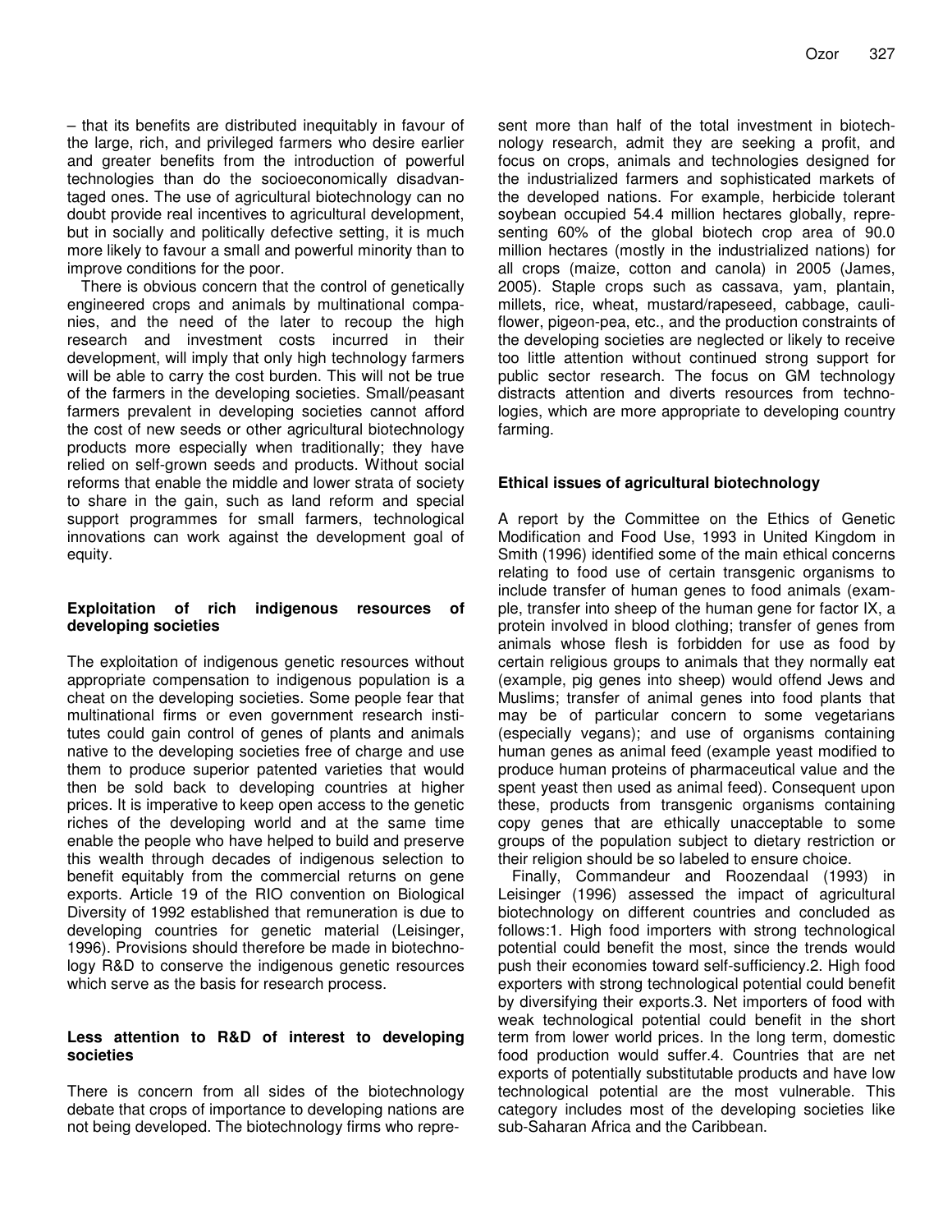– that its benefits are distributed inequitably in favour of the large, rich, and privileged farmers who desire earlier and greater benefits from the introduction of powerful technologies than do the socioeconomically disadvantaged ones. The use of agricultural biotechnology can no doubt provide real incentives to agricultural development, but in socially and politically defective setting, it is much more likely to favour a small and powerful minority than to improve conditions for the poor.

There is obvious concern that the control of genetically engineered crops and animals by multinational companies, and the need of the later to recoup the high research and investment costs incurred in their development, will imply that only high technology farmers will be able to carry the cost burden. This will not be true of the farmers in the developing societies. Small/peasant farmers prevalent in developing societies cannot afford the cost of new seeds or other agricultural biotechnology products more especially when traditionally; they have relied on self-grown seeds and products. Without social reforms that enable the middle and lower strata of society to share in the gain, such as land reform and special support programmes for small farmers, technological innovations can work against the development goal of equity.

**Exploitation of rich indigenous resources of developing societies**

The exploitation of indigenous genetic resources without appropriate compensation to indigenous population is a cheat on the developing societies. Some people fear that multinational firms or even government research institutes could gain control of genes of plants and animals native to the developing societies free of charge and use them to produce superior patented varieties that would then be sold back to developing countries at higher prices. It is imperative to keep open access to the genetic riches of the developing world and at the same time enable the people who have helped to build and preserve this wealth through decades of indigenous selection to benefit equitably from the commercial returns on gene exports. Article 19 of the RIO convention on Biological Diversity of 1992 established that remuneration is due to developing countries for genetic material (Leisinger, 1996). Provisions should therefore be made in biotechnology R&D to conserve the indigenous genetic resources which serve as the basis for research process.

**Less attention to R&D of interest to developing societies**

There is concern from all sides of the biotechnology debate that crops of importance to developing nations are not being developed. The biotechnology firms who represent more than half of the total investment in biotechnology research, admit they are seeking a profit, and focus on crops, animals and technologies designed for the industrialized farmers and sophisticated markets of the developed nations. For example, herbicide tolerant soybean occupied 54.4 million hectares globally, representing 60% of the global biotech crop area of 90.0 million hectares (mostly in the industrialized nations) for all crops (maize, cotton and canola) in 2005 (James, 2005). Staple crops such as cassava, yam, plantain, millets, rice, wheat, mustard/rapeseed, cabbage, cauliflower, pigeon-pea, etc., and the production constraints of the developing societies are neglected or likely to receive too little attention without continued strong support for public sector research. The focus on GM technology distracts attention and diverts resources from technologies, which are more appropriate to developing country farming.

**Ethical issues of agricultural biotechnology**

A report by the Committee on the Ethics of Genetic Modification and Food Use, 1993 in United Kingdom in Smith (1996) identified some of the main ethical concerns relating to food use of certain transgenic organisms to include transfer of human genes to food animals (example, transfer into sheep of the human gene for factor IX, a protein involved in blood clothing; transfer of genes from animals whose flesh is forbidden for use as food by certain religious groups to animals that they normally eat (example, pig genes into sheep) would offend Jews and Muslims; transfer of animal genes into food plants that may be of particular concern to some vegetarians (especially vegans); and use of organisms containing human genes as animal feed (example yeast modified to produce human proteins of pharmaceutical value and the spent yeast then used as animal feed). Consequent upon these, products from transgenic organisms containing copy genes that are ethically unacceptable to some groups of the population subject to dietary restriction or their religion should be so labeled to ensure choice.

Finally, Commandeur and Roozendaal (1993) in Leisinger (1996) assessed the impact of agricultural biotechnology on different countries and concluded as follows:1. High food importers with strong technological potential could benefit the most, since the trends would push their economies toward self-sufficiency.2. High food exporters with strong technological potential could benefit by diversifying their exports.3. Net importers of food with weak technological potential could benefit in the short term from lower world prices. In the long term, domestic food production would suffer.4. Countries that are net exports of potentially substitutable products and have low technological potential are the most vulnerable. This category includes most of the developing societies like sub-Saharan Africa and the Caribbean.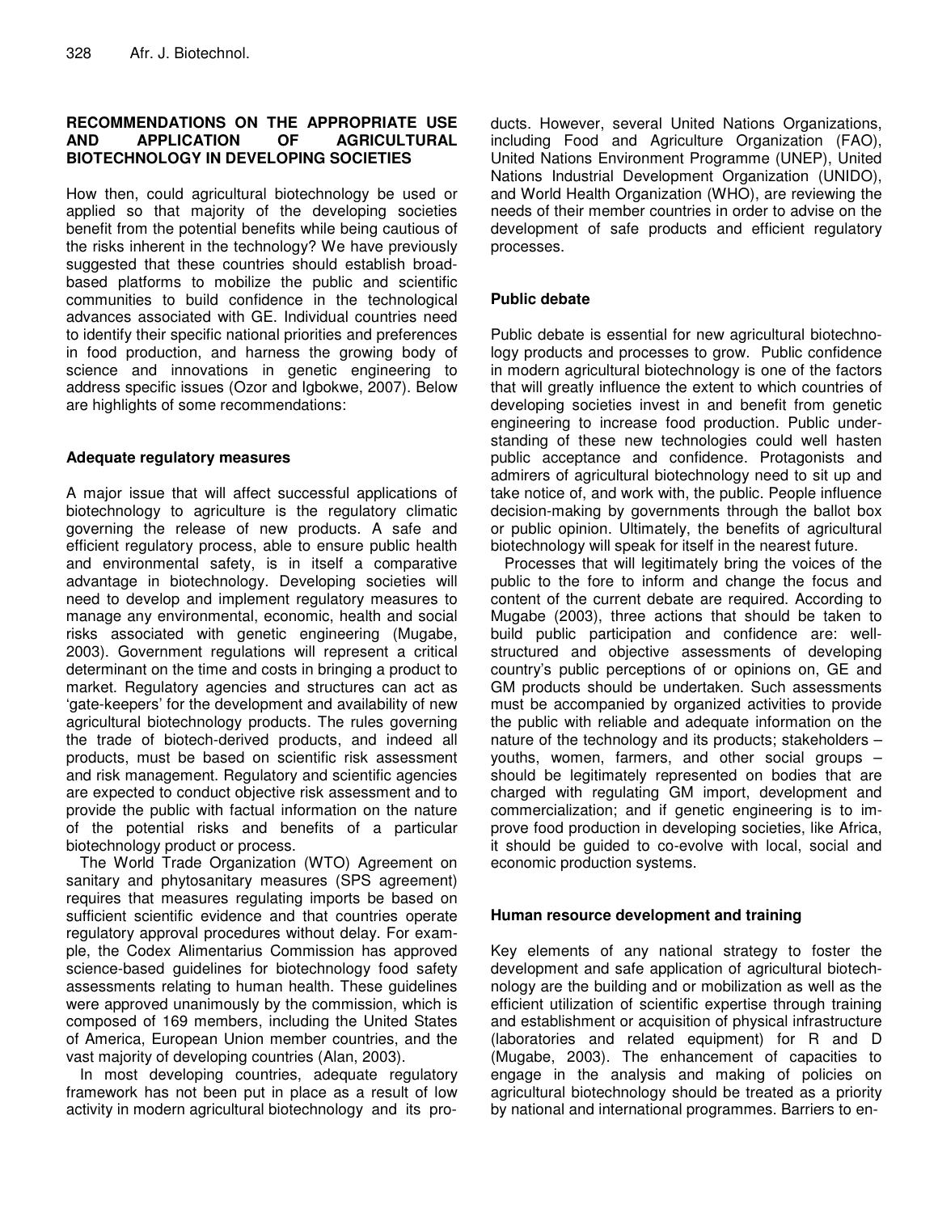## RECOMMENDATIONS ON THE APPROPRIATE USE AND APPLICATION OF AGRICULTURAL BIOTECHNOLOGY IN DEVELOPING SOCIETIES

How then, could agricultural biotechnology be used or applied so that majority of the developing societies benefit from the potential benefits while being cautious of the risks inherent in the technology? We have previously suggested that these countries should establish broad-based platforms to mobilize the public and scientific communities to build confidence in the technological advances associated with GE. Individual countries need to identify their specific national priorities and preferences in food production, and harness the growing body of science and innovations in genetic engineering to address specific issues (Ozor and Igbokwe, 2007). Below are highlights of some recommendations:

### Adequate regulatory measures

A major issue that will affect successful applications of biotechnology to agriculture is the regulatory climatic governing the release of new products. A safe and efficient regulatory process, able to ensure public health and environmental safety, is in itself a comparative advantage in biotechnology. Developing societies will need to develop and implement regulatory measures to manage any environmental, economic, health and social risks associated with genetic engineering (Mugabe, 2003). Government regulations will represent a critical determinant on the time and costs in bringing a product to market. Regulatory agencies and structures can act as 'gate-keepers' for the development and availability of new agricultural biotechnology products. The rules governing the trade of biotech-derived products, and indeed all products, must be based on scientific risk assessment and risk management. Regulatory and scientific agencies are expected to conduct objective risk assessment and to provide the public with factual information on the nature of the potential risks and benefits of a particular biotechnology product or process.

The World Trade Organization (WTO) Agreement on sanitary and phytosanitary measures (SPS agreement) requires that measures regulating imports be based on sufficient scientific evidence and that countries operate regulatory approval procedures without delay. For example, the Codex Alimentarius Commission has approved science-based guidelines for biotechnology food safety assessments relating to human health. These guidelines were approved unanimously by the commission, which is composed of 169 members, including the United States of America, European Union member countries, and the vast majority of developing countries (Alan, 2003).

In most developing countries, adequate regulatory framework has not been put in place as a result of low activity in modern agricultural biotechnology and its products. However, several United Nations Organizations, including Food and Agriculture Organization (FAO), United Nations Environment Programme (UNEP), United Nations Industrial Development Organization (UNIDO), and World Health Organization (WHO), are reviewing the needs of their member countries in order to advise on the development of safe products and efficient regulatory processes.

### Public debate

Public debate is essential for new agricultural biotechnology products and processes to grow. Public confidence in modern agricultural biotechnology is one of the factors that will greatly influence the extent to which countries of developing societies invest in and benefit from genetic engineering to increase food production. Public understanding of these new technologies could well hasten public acceptance and confidence. Protagonists and admirers of agricultural biotechnology need to sit up and take notice of, and work with, the public. People influence decision-making by governments through the ballot box or public opinion. Ultimately, the benefits of agricultural biotechnology will speak for itself in the nearest future.

Processes that will legitimately bring the voices of the public to the fore to inform and change the focus and content of the current debate are required. According to Mugabe (2003), three actions that should be taken to build public participation and confidence are: well-structured and objective assessments of developing country's public perceptions of or opinions on, GE and GM products should be undertaken. Such assessments must be accompanied by organized activities to provide the public with reliable and adequate information on the nature of the technology and its products; stakeholders – youths, women, farmers, and other social groups – should be legitimately represented on bodies that are charged with regulating GM import, development and commercialization; and if genetic engineering is to improve food production in developing societies, like Africa, it should be guided to co-evolve with local, social and economic production systems.

### Human resource development and training

Key elements of any national strategy to foster the development and safe application of agricultural biotechnology are the building and or mobilization as well as the efficient utilization of scientific expertise through training and establishment or acquisition of physical infrastructure (laboratories and related equipment) for R and D (Mugabe, 2003). The enhancement of capacities to engage in the analysis and making of policies on agricultural biotechnology should be treated as a priority by national and international programmes. Barriers to en-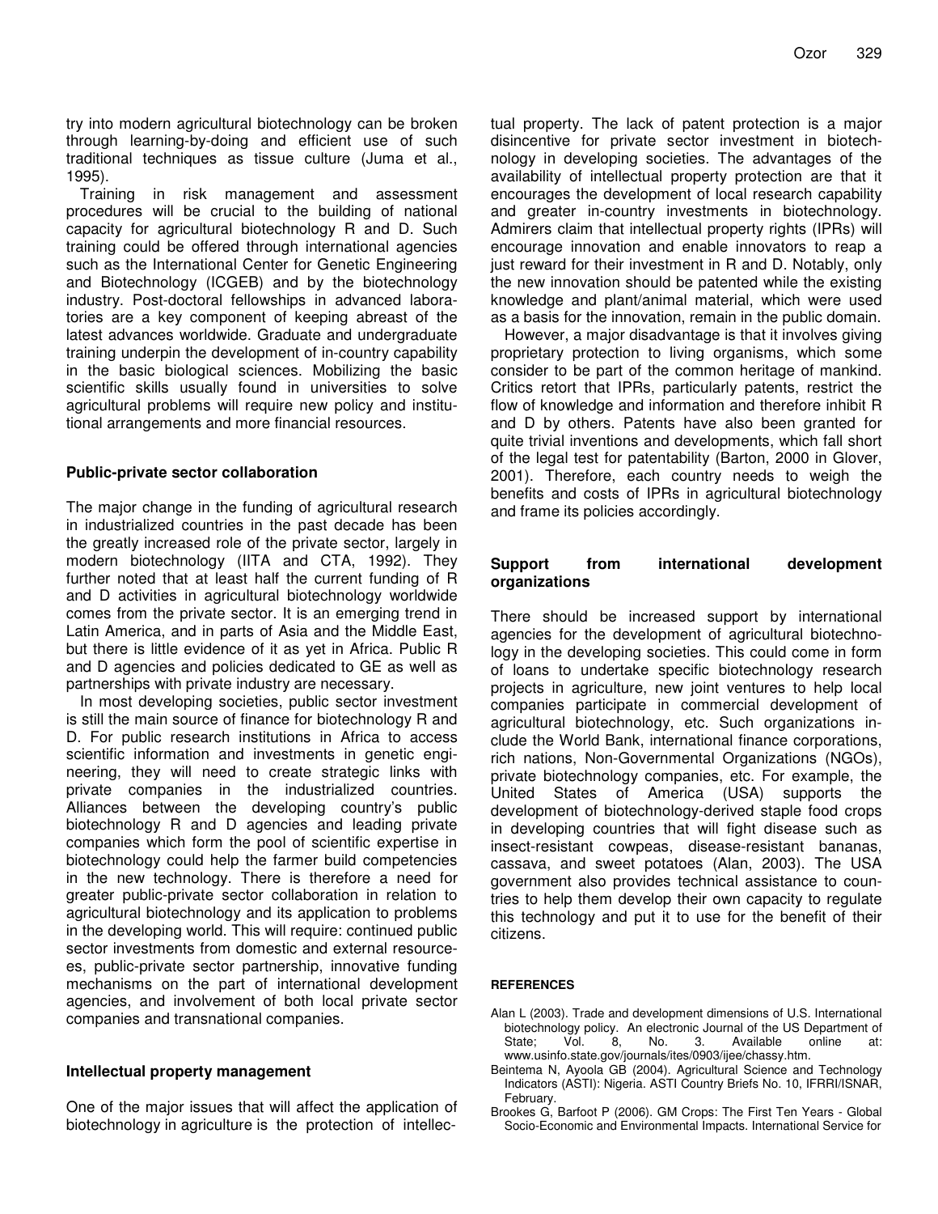try into modern agricultural biotechnology can be broken through learning-by-doing and efficient use of such traditional techniques as tissue culture (Juma et al., 1995).

Training in risk management and assessment procedures will be crucial to the building of national capacity for agricultural biotechnology R and D. Such training could be offered through international agencies such as the International Center for Genetic Engineering and Biotechnology (ICGEB) and by the biotechnology industry. Post-doctoral fellowships in advanced laboratories are a key component of keeping abreast of the latest advances worldwide. Graduate and undergraduate training underpin the development of in-country capability in the basic biological sciences. Mobilizing the basic scientific skills usually found in universities to solve agricultural problems will require new policy and institutional arrangements and more financial resources.

## Public-private sector collaboration

The major change in the funding of agricultural research in industrialized countries in the past decade has been the greatly increased role of the private sector, largely in modern biotechnology (IITA and CTA, 1992). They further noted that at least half the current funding of R and D activities in agricultural biotechnology worldwide comes from the private sector. It is an emerging trend in Latin America, and in parts of Asia and the Middle East, but there is little evidence of it as yet in Africa. Public R and D agencies and policies dedicated to GE as well as partnerships with private industry are necessary.

In most developing societies, public sector investment is still the main source of finance for biotechnology R and D. For public research institutions in Africa to access scientific information and investments in genetic engineering, they will need to create strategic links with private companies in the industrialized countries. Alliances between the developing country's public biotechnology R and D agencies and leading private companies which form the pool of scientific expertise in biotechnology could help the farmer build competencies in the new technology. There is therefore a need for greater public-private sector collaboration in relation to agricultural biotechnology and its application to problems in the developing world. This will require: continued public sector investments from domestic and external resourcees, public-private sector partnership, innovative funding mechanisms on the part of international development agencies, and involvement of both local private sector companies and transnational companies.

## Intellectual property management

One of the major issues that will affect the application of biotechnology in agriculture is the protection of intellectual property. The lack of patent protection is a major disincentive for private sector investment in biotechnology in developing societies. The advantages of the availability of intellectual property protection are that it encourages the development of local research capability and greater in-country investments in biotechnology. Admirers claim that intellectual property rights (IPRs) will encourage innovation and enable innovators to reap a just reward for their investment in R and D. Notably, only the new innovation should be patented while the existing knowledge and plant/animal material, which were used as a basis for the innovation, remain in the public domain.

However, a major disadvantage is that it involves giving proprietary protection to living organisms, which some consider to be part of the common heritage of mankind. Critics retort that IPRs, particularly patents, restrict the flow of knowledge and information and therefore inhibit R and D by others. Patents have also been granted for quite trivial inventions and developments, which fall short of the legal test for patentability (Barton, 2000 in Glover, 2001). Therefore, each country needs to weigh the benefits and costs of IPRs in agricultural biotechnology and frame its policies accordingly.

## Support from international development organizations

There should be increased support by international agencies for the development of agricultural biotechnology in the developing societies. This could come in form of loans to undertake specific biotechnology research projects in agriculture, new joint ventures to help local companies participate in commercial development of agricultural biotechnology, etc. Such organizations include the World Bank, international finance corporations, rich nations, Non-Governmental Organizations (NGOs), private biotechnology companies, etc. For example, the United States of America (USA) supports the development of biotechnology-derived staple food crops in developing countries that will fight disease such as insect-resistant cowpeas, disease-resistant bananas, cassava, and sweet potatoes (Alan, 2003). The USA government also provides technical assistance to countries to help them develop their own capacity to regulate this technology and put it to use for the benefit of their citizens.

## REFERENCES

Alan L (2003). Trade and development dimensions of U.S. International biotechnology policy. An electronic Journal of the US Department of State; Vol. 8, No. 3. Available online at: www.usinfo.state.gov/journals/ites/0903/ijee/chassy.htm.

Beintema N, Ayoola GB (2004). Agricultural Science and Technology Indicators (ASTI): Nigeria. ASTI Country Briefs No. 10, IFRRI/ISNAR, February.

Brookes G, Barfoot P (2006). GM Crops: The First Ten Years - Global Socio-Economic and Environmental Impacts. International Service for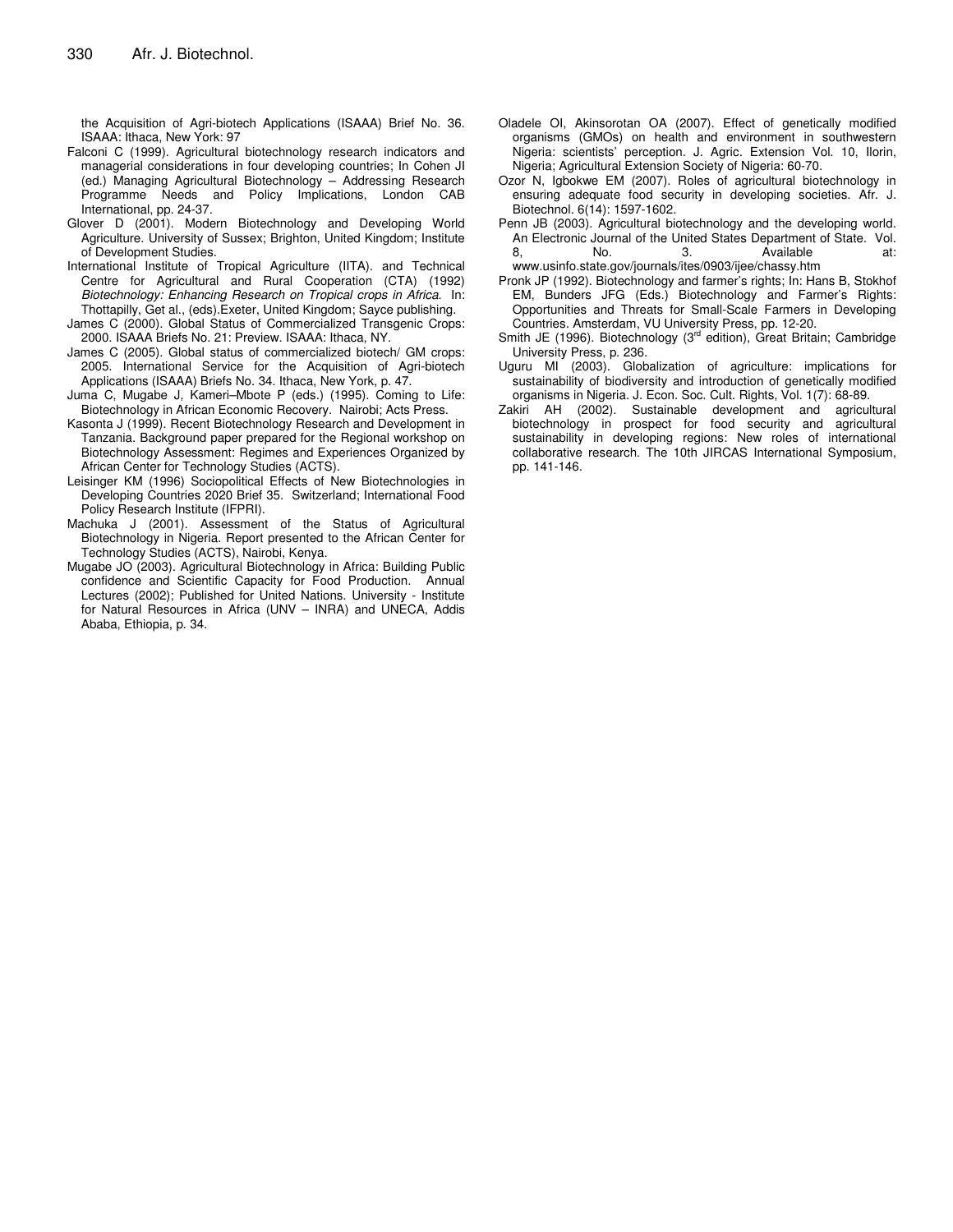the Acquisition of Agri-biotech Applications (ISAAA) Brief No. 36. ISAAA: Ithaca, New York: 97

Falconi C (1999). Agricultural biotechnology research indicators and managerial considerations in four developing countries; In Cohen JI (ed.) Managing Agricultural Biotechnology – Addressing Research Programme Needs and Policy Implications, London CAB International, pp. 24-37.

Glover D (2001). Modern Biotechnology and Developing World Agriculture. University of Sussex; Brighton, United Kingdom; Institute of Development Studies.

International Institute of Tropical Agriculture (IITA). and Technical Centre for Agricultural and Rural Cooperation (CTA) (1992) *Biotechnology: Enhancing Research on Tropical crops in Africa*. In: Thottapilly, Get al., (eds).Exeter, United Kingdom; Sayce publishing.

James C (2000). Global Status of Commercialized Transgenic Crops: 2000. ISAAA Briefs No. 21: Preview. ISAAA: Ithaca, NY.

James C (2005). Global status of commercialized biotech/ GM crops: 2005. International Service for the Acquisition of Agri-biotech Applications (ISAAA) Briefs No. 34. Ithaca, New York, p. 47.

Juma C, Mugabe J, Kameri–Mbote P (eds.) (1995). Coming to Life: Biotechnology in African Economic Recovery. Nairobi; Acts Press.

Kasonta J (1999). Recent Biotechnology Research and Development in Tanzania. Background paper prepared for the Regional workshop on Biotechnology Assessment: Regimes and Experiences Organized by African Center for Technology Studies (ACTS).

Leisinger KM (1996) Sociopolitical Effects of New Biotechnologies in Developing Countries 2020 Brief 35. Switzerland; International Food Policy Research Institute (IFPRI).

Machuka J (2001). Assessment of the Status of Agricultural Biotechnology in Nigeria. Report presented to the African Center for Technology Studies (ACTS), Nairobi, Kenya.

Mugabe JO (2003). Agricultural Biotechnology in Africa: Building Public confidence and Scientific Capacity for Food Production. Annual Lectures (2002); Published for United Nations. University - Institute for Natural Resources in Africa (UNV – INRA) and UNECA, Addis Ababa, Ethiopia, p. 34.

Oladele OI, Akinsorotan OA (2007). Effect of genetically modified organisms (GMOs) on health and environment in southwestern Nigeria: scientists' perception. J. Agric. Extension Vol. 10, Ilorin, Nigeria; Agricultural Extension Society of Nigeria: 60-70.

Ozor N, Igbokwe EM (2007). Roles of agricultural biotechnology in ensuring adequate food security in developing societies. Afr. J. Biotechnol. 6(14): 1597-1602.

Penn JB (2003). Agricultural biotechnology and the developing world. An Electronic Journal of the United States Department of State. Vol. 8, No. 3. Available at: www.usinfo.state.gov/journals/ites/0903/ijee/chassy.htm

Pronk JP (1992). Biotechnology and farmer's rights; In: Hans B, Stokhof EM, Bunders JFG (Eds.) Biotechnology and Farmer's Rights: Opportunities and Threats for Small-Scale Farmers in Developing Countries. Amsterdam, VU University Press, pp. 12-20.

Smith JE (1996). Biotechnology (3rd edition), Great Britain; Cambridge University Press, p. 236.

Uguru MI (2003). Globalization of agriculture: implications for sustainability of biodiversity and introduction of genetically modified organisms in Nigeria. J. Econ. Soc. Cult. Rights, Vol. 1(7): 68-89.

Zakiri AH (2002). Sustainable development and agricultural biotechnology in prospect for food security and agricultural sustainability in developing regions: New roles of international collaborative research. The 10th JIRCAS International Symposium, pp. 141-146.